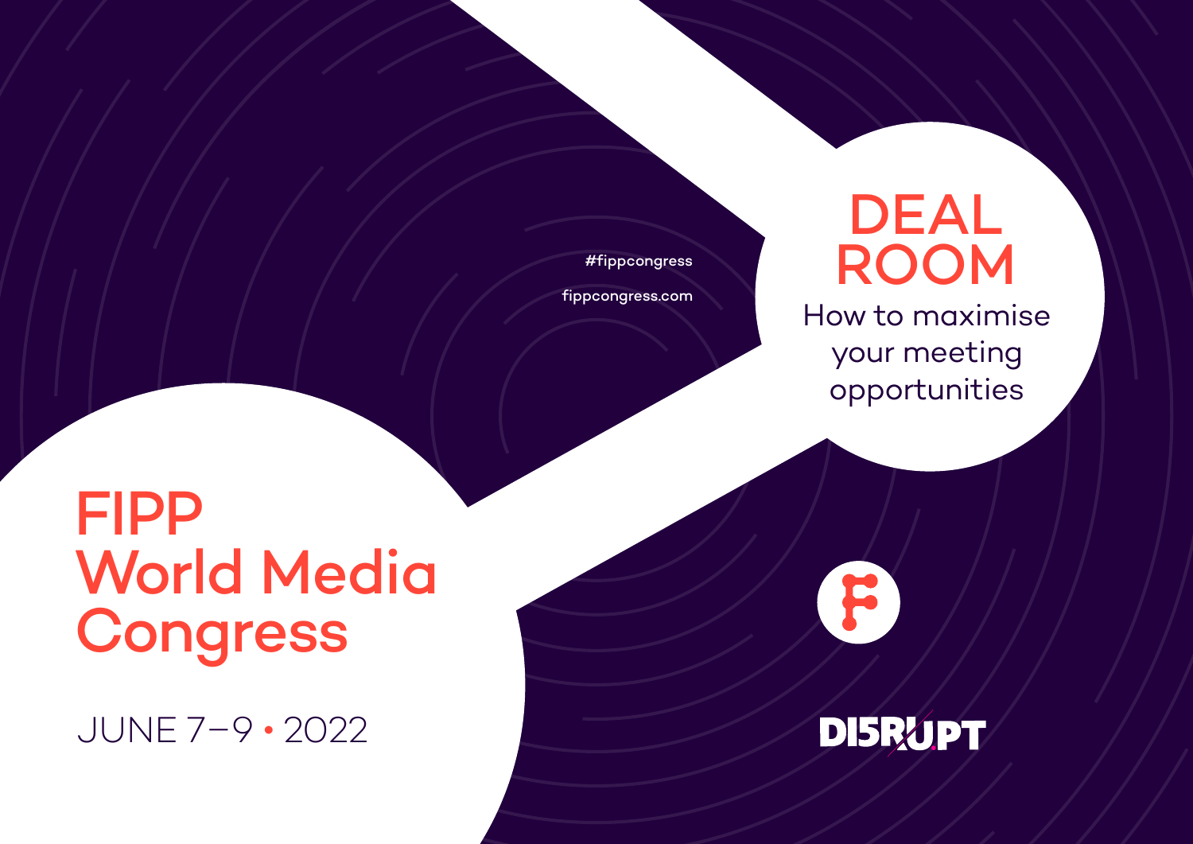#fippcongress

fippcongress.com

# DEAL ROOM

## How to maximise your meeting opportunities

# FIPP World Media Congress

JUNE 7–9 • 2022

DI5RUPT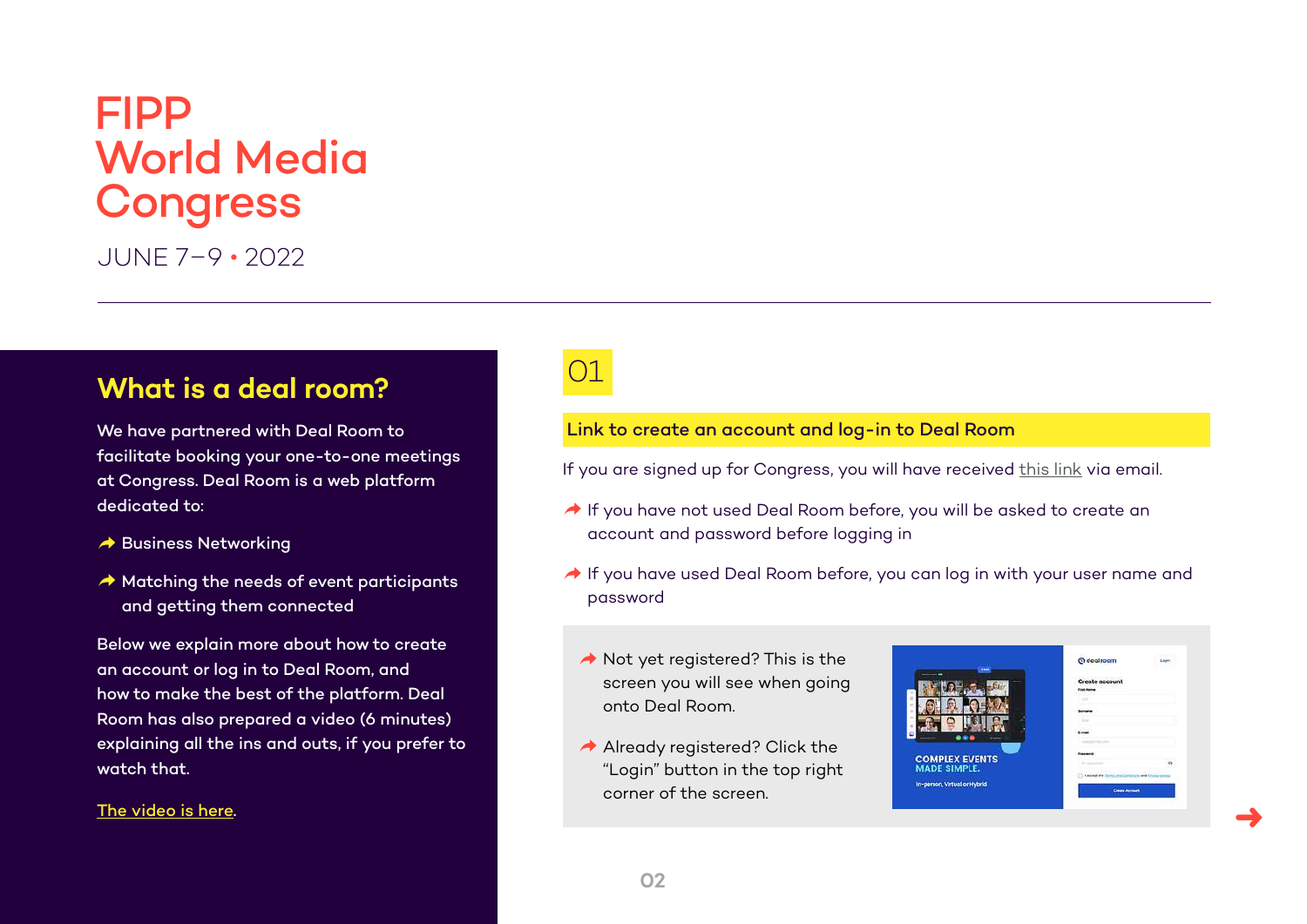# FIPP World Media Congress

JUNE 7–9 • 2022

## What is a deal room?

We have partnered with Deal Room to facilitate booking your one-to-one meetings at Congress. Deal Room is a web platform dedicated to:

- Business Networking
- Matching the needs of event participants and getting them connected

Below we explain more about how to create an account or log in to Deal Room, and how to make the best of the platform. Deal Room has also prepared a video (6 minutes) explaining all the ins and outs, if you prefer to watch that.

The video is here.

## 01

### Link to create an account and log-in to Deal Room

If you are signed up for Congress, you will have received this link via email.

- If you have not used Deal Room before, you will be asked to create an account and password before logging in
- If you have used Deal Room before, you can log in with your user name and password

- Not yet registered? This is the screen you will see when going onto Deal Room.
- Already registered? Click the "Login" button in the top right corner of the screen.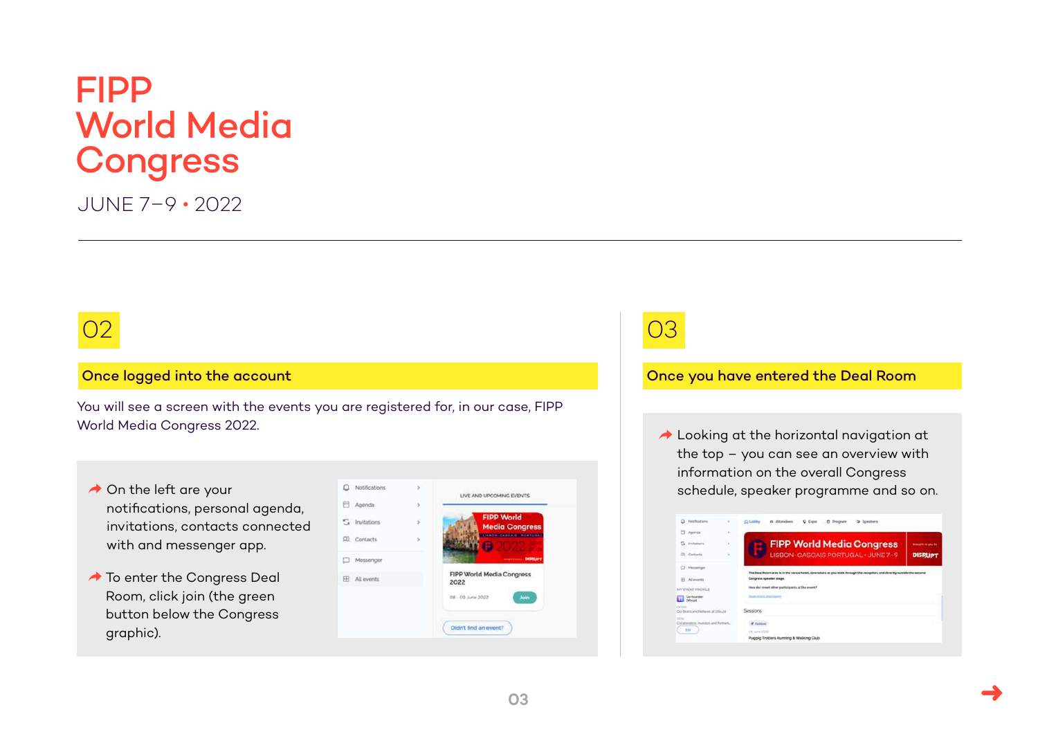# FIPP World Media Congress

JUNE 7–9 • 2022

## 02

### Once logged into the account

You will see a screen with the events you are registered for, in our case, FIPP World Media Congress 2022.

- On the left are your notifications, personal agenda, invitations, contacts connected with and messenger app.
- To enter the Congress Deal Room, click join (the green button below the Congress graphic).

## 03

### Once you have entered the Deal Room

- Looking at the horizontal navigation at the top – you can see an overview with information on the overall Congress schedule, speaker programme and so on.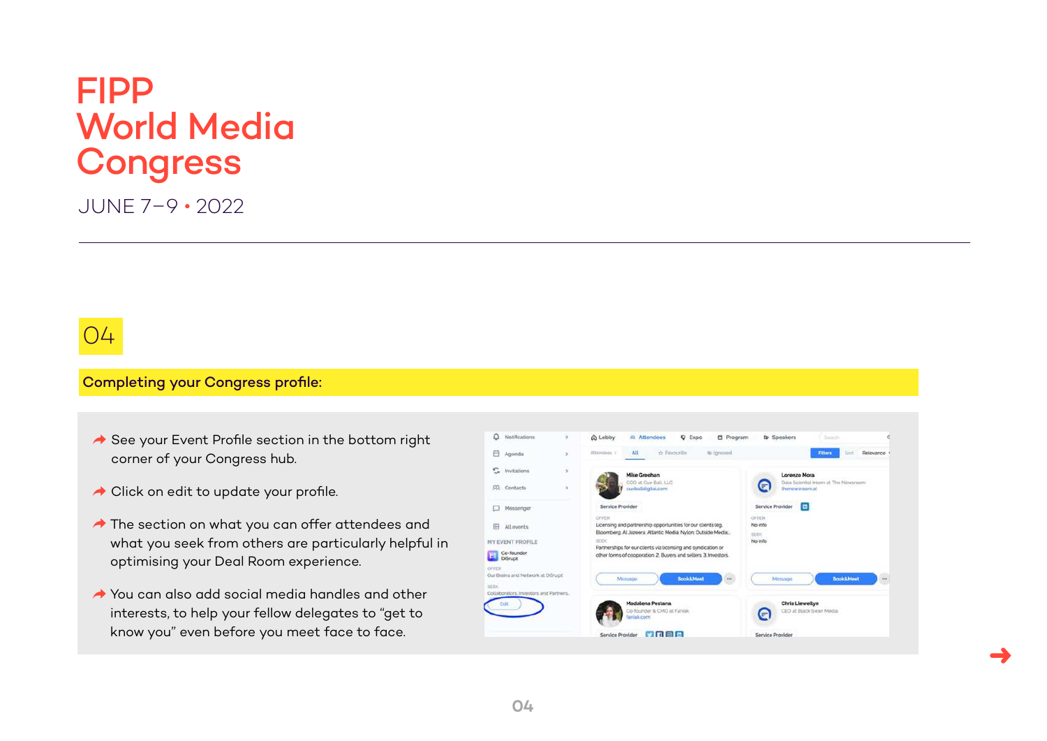# FIPP World Media Congress

JUNE 7–9 • 2022

## 04

### Completing your Congress profile:

- See your Event Profile section in the bottom right corner of your Congress hub.
- Click on edit to update your profile.
- The section on what you can offer attendees and what you seek from others are particularly helpful in optimising your Deal Room experience.
- You can also add social media handles and other interests, to help your fellow delegates to "get to know you" even before you meet face to face.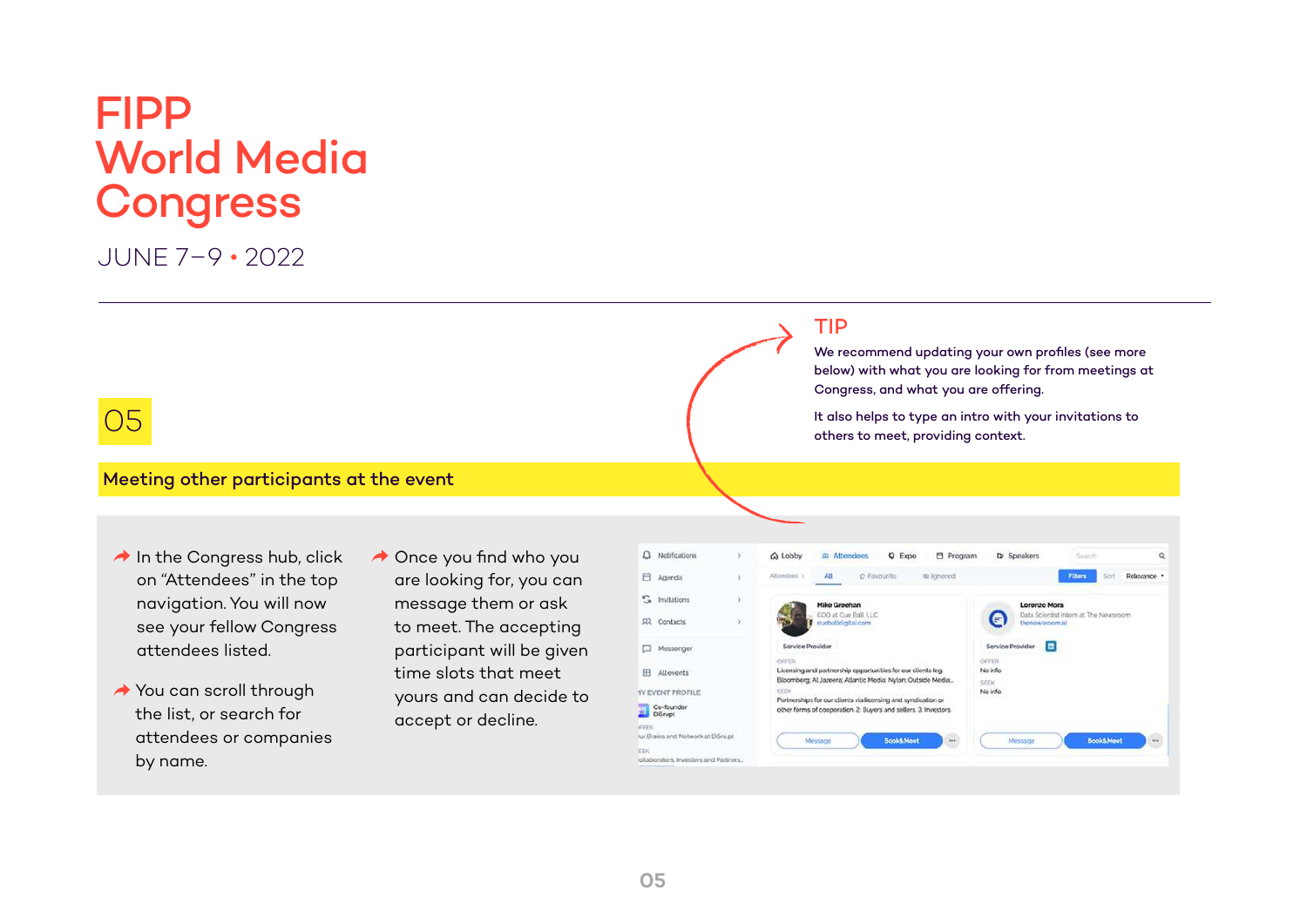# FIPP World Media Congress

JUNE 7–9 • 2022

## TIP

We recommend updating your own profiles (see more below) with what you are looking for from meetings at Congress, and what you are offering.

It also helps to type an intro with your invitations to others to meet, providing context.

## 05

### Meeting other participants at the event

- In the Congress hub, click on "Attendees" in the top navigation. You will now see your fellow Congress attendees listed.
- You can scroll through the list, or search for attendees or companies by name.
- Once you find who you are looking for, you can message them or ask to meet. The accepting participant will be given time slots that meet yours and can decide to accept or decline.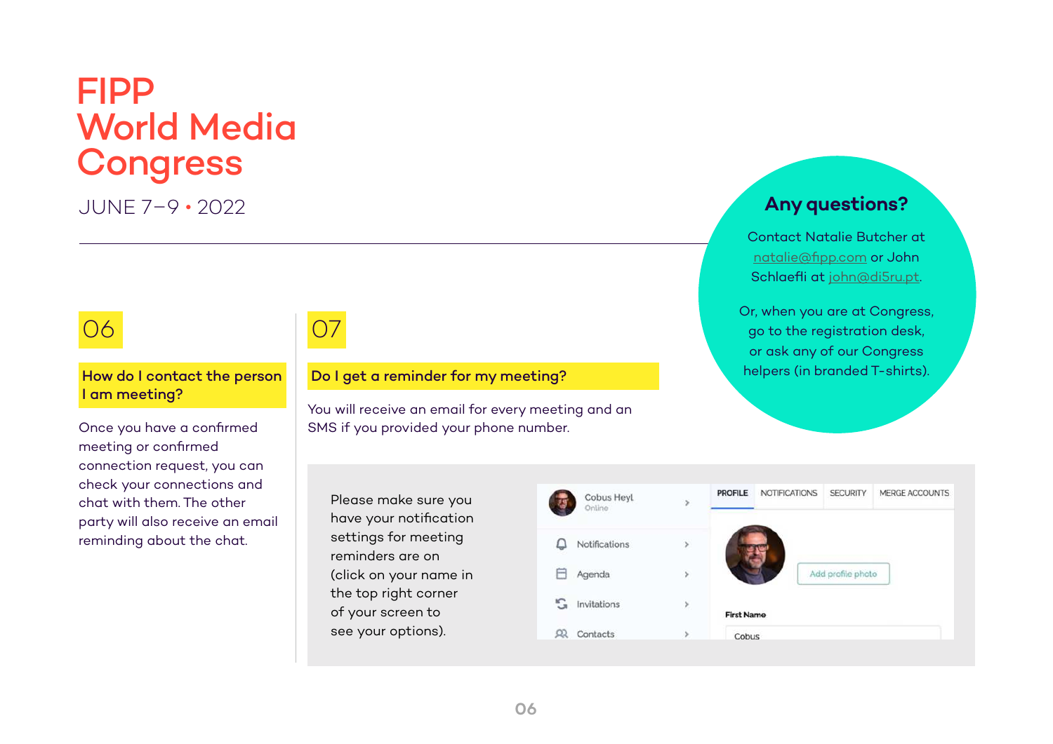# FIPP World Media Congress

JUNE 7–9 • 2022

## 06

### How do I contact the person I am meeting?

Once you have a confirmed meeting or confirmed connection request, you can check your connections and chat with them. The other party will also receive an email reminding about the chat.

## 07

### Do I get a reminder for my meeting?

You will receive an email for every meeting and an SMS if you provided your phone number.

Please make sure you have your notification settings for meeting reminders are on (click on your name in the top right corner of your screen to see your options).

Cobus Heyl
Online

Notifications
Agenda
Invitations
Contacts

PROFILE NOTIFICATIONS SECURITY MERGE ACCOUNTS

Add profile photo

First Name
Cobus

## Any questions?

Contact Natalie Butcher at natalie@fipp.com or John Schlaefli at john@di5ru.pt.

Or, when you are at Congress, go to the registration desk, or ask any of our Congress helpers (in branded T-shirts).